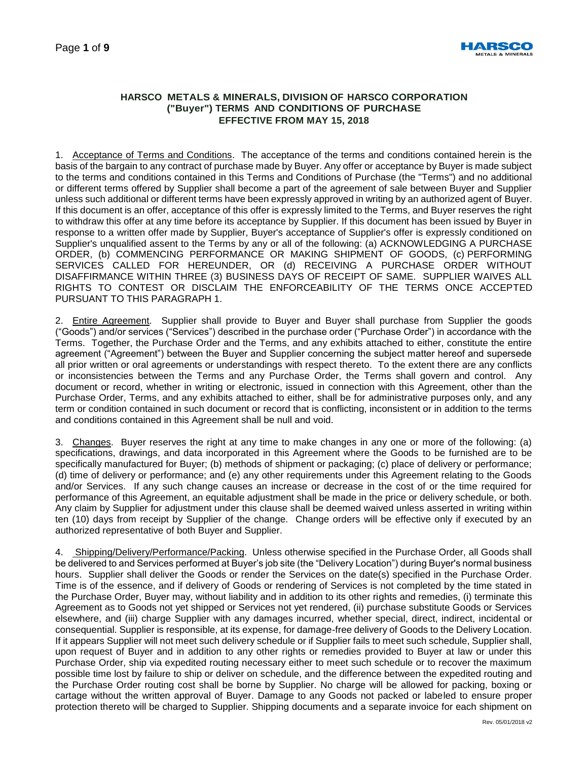**HARSCO METALS & MINERALS, DIVISION OF HARSCO CORPORATION ("Buyer") TERMS AND CONDITIONS OF PURCHASE EFFECTIVE FROM MAY 15, 2018**

1. Acceptance of Terms and Conditions. The acceptance of the terms and conditions contained herein is the basis of the bargain to any contract of purchase made by Buyer. Any offer or acceptance by Buyer is made subject to the terms and conditions contained in this Terms and Conditions of Purchase (the "Terms") and no additional or different terms offered by Supplier shall become a part of the agreement of sale between Buyer and Supplier unless such additional or different terms have been expressly approved in writing by an authorized agent of Buyer. If this document is an offer, acceptance of this offer is expressly limited to the Terms, and Buyer reserves the right to withdraw this offer at any time before its acceptance by Supplier. If this document has been issued by Buyer in response to a written offer made by Supplier, Buyer's acceptance of Supplier's offer is expressly conditioned on Supplier's unqualified assent to the Terms by any or all of the following: (a) ACKNOWLEDGING A PURCHASE ORDER, (b) COMMENCING PERFORMANCE OR MAKING SHIPMENT OF GOODS, (c) PERFORMING SERVICES CALLED FOR HEREUNDER, OR (d) RECEIVING A PURCHASE ORDER WITHOUT DISAFFIRMANCE WITHIN THREE (3) BUSINESS DAYS OF RECEIPT OF SAME. SUPPLIER WAIVES ALL RIGHTS TO CONTEST OR DISCLAIM THE ENFORCEABILITY OF THE TERMS ONCE ACCEPTED PURSUANT TO THIS PARAGRAPH 1.

2. Entire Agreement. Supplier shall provide to Buyer and Buyer shall purchase from Supplier the goods ("Goods") and/or services ("Services") described in the purchase order ("Purchase Order") in accordance with the Terms. Together, the Purchase Order and the Terms, and any exhibits attached to either, constitute the entire agreement ("Agreement") between the Buyer and Supplier concerning the subject matter hereof and supersede all prior written or oral agreements or understandings with respect thereto. To the extent there are any conflicts or inconsistencies between the Terms and any Purchase Order, the Terms shall govern and control. Any document or record, whether in writing or electronic, issued in connection with this Agreement, other than the Purchase Order, Terms, and any exhibits attached to either, shall be for administrative purposes only, and any term or condition contained in such document or record that is conflicting, inconsistent or in addition to the terms and conditions contained in this Agreement shall be null and void.

3. Changes. Buyer reserves the right at any time to make changes in any one or more of the following: (a) specifications, drawings, and data incorporated in this Agreement where the Goods to be furnished are to be specifically manufactured for Buyer; (b) methods of shipment or packaging; (c) place of delivery or performance; (d) time of delivery or performance; and (e) any other requirements under this Agreement relating to the Goods and/or Services. If any such change causes an increase or decrease in the cost of or the time required for performance of this Agreement, an equitable adjustment shall be made in the price or delivery schedule, or both. Any claim by Supplier for adjustment under this clause shall be deemed waived unless asserted in writing within ten (10) days from receipt by Supplier of the change. Change orders will be effective only if executed by an authorized representative of both Buyer and Supplier.

4. Shipping/Delivery/Performance/Packing. Unless otherwise specified in the Purchase Order, all Goods shall be delivered to and Services performed at Buyer's job site (the "Delivery Location") during Buyer's normal business hours. Supplier shall deliver the Goods or render the Services on the date(s) specified in the Purchase Order. Time is of the essence, and if delivery of Goods or rendering of Services is not completed by the time stated in the Purchase Order, Buyer may, without liability and in addition to its other rights and remedies, (i) terminate this Agreement as to Goods not yet shipped or Services not yet rendered, (ii) purchase substitute Goods or Services elsewhere, and (iii) charge Supplier with any damages incurred, whether special, direct, indirect, incidental or consequential. Supplier is responsible, at its expense, for damage-free delivery of Goods to the Delivery Location. If it appears Supplier will not meet such delivery schedule or if Supplier fails to meet such schedule, Supplier shall, upon request of Buyer and in addition to any other rights or remedies provided to Buyer at law or under this Purchase Order, ship via expedited routing necessary either to meet such schedule or to recover the maximum possible time lost by failure to ship or deliver on schedule, and the difference between the expedited routing and the Purchase Order routing cost shall be borne by Supplier. No charge will be allowed for packing, boxing or cartage without the written approval of Buyer. Damage to any Goods not packed or labeled to ensure proper protection thereto will be charged to Supplier. Shipping documents and a separate invoice for each shipment on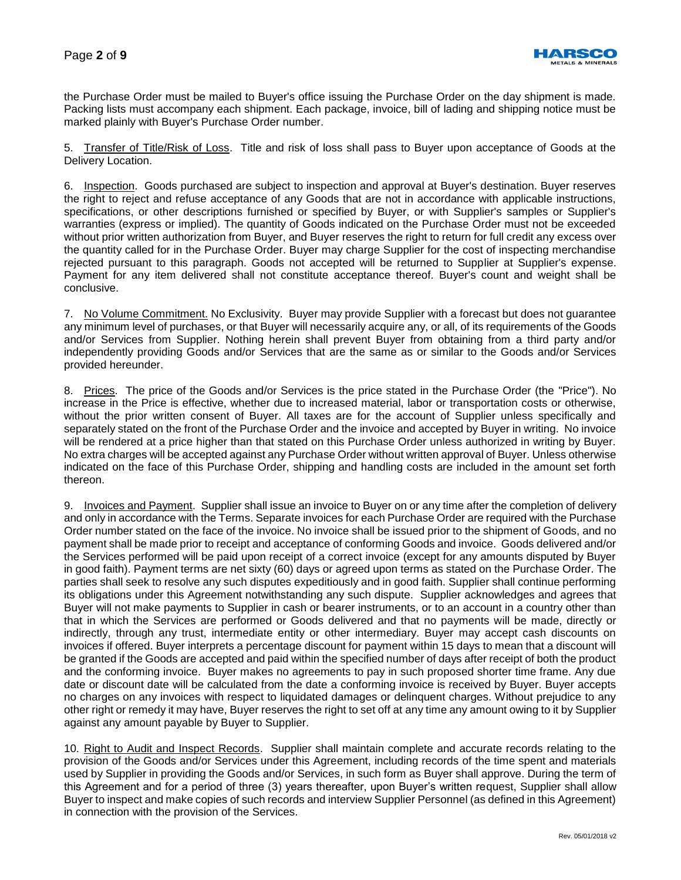the Purchase Order must be mailed to Buyer's office issuing the Purchase Order on the day shipment is made. Packing lists must accompany each shipment. Each package, invoice, bill of lading and shipping notice must be marked plainly with Buyer's Purchase Order number.

5. Transfer of Title/Risk of Loss. Title and risk of loss shall pass to Buyer upon acceptance of Goods at the Delivery Location.

6. Inspection. Goods purchased are subject to inspection and approval at Buyer's destination. Buyer reserves the right to reject and refuse acceptance of any Goods that are not in accordance with applicable instructions, specifications, or other descriptions furnished or specified by Buyer, or with Supplier's samples or Supplier's warranties (express or implied). The quantity of Goods indicated on the Purchase Order must not be exceeded without prior written authorization from Buyer, and Buyer reserves the right to return for full credit any excess over the quantity called for in the Purchase Order. Buyer may charge Supplier for the cost of inspecting merchandise rejected pursuant to this paragraph. Goods not accepted will be returned to Supplier at Supplier's expense. Payment for any item delivered shall not constitute acceptance thereof. Buyer's count and weight shall be conclusive.

7. No Volume Commitment. No Exclusivity. Buyer may provide Supplier with a forecast but does not guarantee any minimum level of purchases, or that Buyer will necessarily acquire any, or all, of its requirements of the Goods and/or Services from Supplier. Nothing herein shall prevent Buyer from obtaining from a third party and/or independently providing Goods and/or Services that are the same as or similar to the Goods and/or Services provided hereunder.

8. Prices. The price of the Goods and/or Services is the price stated in the Purchase Order (the "Price"). No increase in the Price is effective, whether due to increased material, labor or transportation costs or otherwise, without the prior written consent of Buyer. All taxes are for the account of Supplier unless specifically and separately stated on the front of the Purchase Order and the invoice and accepted by Buyer in writing. No invoice will be rendered at a price higher than that stated on this Purchase Order unless authorized in writing by Buyer. No extra charges will be accepted against any Purchase Order without written approval of Buyer. Unless otherwise indicated on the face of this Purchase Order, shipping and handling costs are included in the amount set forth thereon.

9. Invoices and Payment. Supplier shall issue an invoice to Buyer on or any time after the completion of delivery and only in accordance with the Terms. Separate invoices for each Purchase Order are required with the Purchase Order number stated on the face of the invoice. No invoice shall be issued prior to the shipment of Goods, and no payment shall be made prior to receipt and acceptance of conforming Goods and invoice. Goods delivered and/or the Services performed will be paid upon receipt of a correct invoice (except for any amounts disputed by Buyer in good faith). Payment terms are net sixty (60) days or agreed upon terms as stated on the Purchase Order. The parties shall seek to resolve any such disputes expeditiously and in good faith. Supplier shall continue performing its obligations under this Agreement notwithstanding any such dispute. Supplier acknowledges and agrees that Buyer will not make payments to Supplier in cash or bearer instruments, or to an account in a country other than that in which the Services are performed or Goods delivered and that no payments will be made, directly or indirectly, through any trust, intermediate entity or other intermediary. Buyer may accept cash discounts on invoices if offered. Buyer interprets a percentage discount for payment within 15 days to mean that a discount will be granted if the Goods are accepted and paid within the specified number of days after receipt of both the product and the conforming invoice. Buyer makes no agreements to pay in such proposed shorter time frame. Any due date or discount date will be calculated from the date a conforming invoice is received by Buyer. Buyer accepts no charges on any invoices with respect to liquidated damages or delinquent charges. Without prejudice to any other right or remedy it may have, Buyer reserves the right to set off at any time any amount owing to it by Supplier against any amount payable by Buyer to Supplier.

10. Right to Audit and Inspect Records. Supplier shall maintain complete and accurate records relating to the provision of the Goods and/or Services under this Agreement, including records of the time spent and materials used by Supplier in providing the Goods and/or Services, in such form as Buyer shall approve. During the term of this Agreement and for a period of three (3) years thereafter, upon Buyer's written request, Supplier shall allow Buyer to inspect and make copies of such records and interview Supplier Personnel (as defined in this Agreement) in connection with the provision of the Services.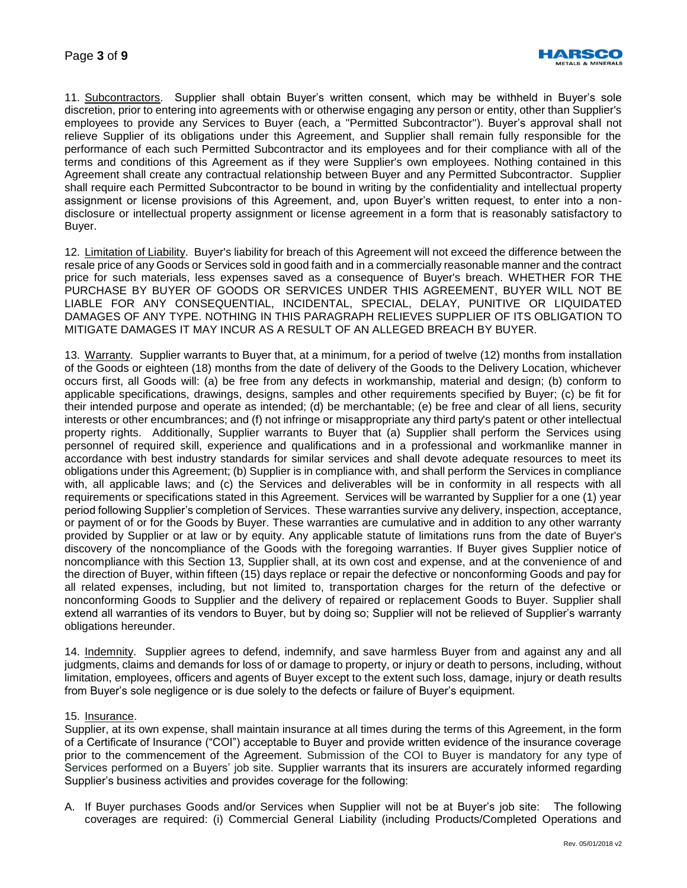11. Subcontractors. Supplier shall obtain Buyer's written consent, which may be withheld in Buyer's sole discretion, prior to entering into agreements with or otherwise engaging any person or entity, other than Supplier's employees to provide any Services to Buyer (each, a "Permitted Subcontractor"). Buyer's approval shall not relieve Supplier of its obligations under this Agreement, and Supplier shall remain fully responsible for the performance of each such Permitted Subcontractor and its employees and for their compliance with all of the terms and conditions of this Agreement as if they were Supplier's own employees. Nothing contained in this Agreement shall create any contractual relationship between Buyer and any Permitted Subcontractor. Supplier shall require each Permitted Subcontractor to be bound in writing by the confidentiality and intellectual property assignment or license provisions of this Agreement, and, upon Buyer's written request, to enter into a non-disclosure or intellectual property assignment or license agreement in a form that is reasonably satisfactory to Buyer.

12. Limitation of Liability. Buyer's liability for breach of this Agreement will not exceed the difference between the resale price of any Goods or Services sold in good faith and in a commercially reasonable manner and the contract price for such materials, less expenses saved as a consequence of Buyer's breach. WHETHER FOR THE PURCHASE BY BUYER OF GOODS OR SERVICES UNDER THIS AGREEMENT, BUYER WILL NOT BE LIABLE FOR ANY CONSEQUENTIAL, INCIDENTAL, SPECIAL, DELAY, PUNITIVE OR LIQUIDATED DAMAGES OF ANY TYPE. NOTHING IN THIS PARAGRAPH RELIEVES SUPPLIER OF ITS OBLIGATION TO MITIGATE DAMAGES IT MAY INCUR AS A RESULT OF AN ALLEGED BREACH BY BUYER.

13. Warranty. Supplier warrants to Buyer that, at a minimum, for a period of twelve (12) months from installation of the Goods or eighteen (18) months from the date of delivery of the Goods to the Delivery Location, whichever occurs first, all Goods will: (a) be free from any defects in workmanship, material and design; (b) conform to applicable specifications, drawings, designs, samples and other requirements specified by Buyer; (c) be fit for their intended purpose and operate as intended; (d) be merchantable; (e) be free and clear of all liens, security interests or other encumbrances; and (f) not infringe or misappropriate any third party's patent or other intellectual property rights. Additionally, Supplier warrants to Buyer that (a) Supplier shall perform the Services using personnel of required skill, experience and qualifications and in a professional and workmanlike manner in accordance with best industry standards for similar services and shall devote adequate resources to meet its obligations under this Agreement; (b) Supplier is in compliance with, and shall perform the Services in compliance with, all applicable laws; and (c) the Services and deliverables will be in conformity in all respects with all requirements or specifications stated in this Agreement. Services will be warranted by Supplier for a one (1) year period following Supplier's completion of Services. These warranties survive any delivery, inspection, acceptance, or payment of or for the Goods by Buyer. These warranties are cumulative and in addition to any other warranty provided by Supplier or at law or by equity. Any applicable statute of limitations runs from the date of Buyer's discovery of the noncompliance of the Goods with the foregoing warranties. If Buyer gives Supplier notice of noncompliance with this Section 13, Supplier shall, at its own cost and expense, and at the convenience of and the direction of Buyer, within fifteen (15) days replace or repair the defective or nonconforming Goods and pay for all related expenses, including, but not limited to, transportation charges for the return of the defective or nonconforming Goods to Supplier and the delivery of repaired or replacement Goods to Buyer. Supplier shall extend all warranties of its vendors to Buyer, but by doing so; Supplier will not be relieved of Supplier's warranty obligations hereunder.

14. Indemnity. Supplier agrees to defend, indemnify, and save harmless Buyer from and against any and all judgments, claims and demands for loss of or damage to property, or injury or death to persons, including, without limitation, employees, officers and agents of Buyer except to the extent such loss, damage, injury or death results from Buyer's sole negligence or is due solely to the defects or failure of Buyer's equipment.

15. Insurance.

Supplier, at its own expense, shall maintain insurance at all times during the terms of this Agreement, in the form of a Certificate of Insurance ("COI") acceptable to Buyer and provide written evidence of the insurance coverage prior to the commencement of the Agreement. Submission of the COI to Buyer is mandatory for any type of Services performed on a Buyers' job site. Supplier warrants that its insurers are accurately informed regarding Supplier's business activities and provides coverage for the following:

A. If Buyer purchases Goods and/or Services when Supplier will not be at Buyer's job site: The following coverages are required: (i) Commercial General Liability (including Products/Completed Operations and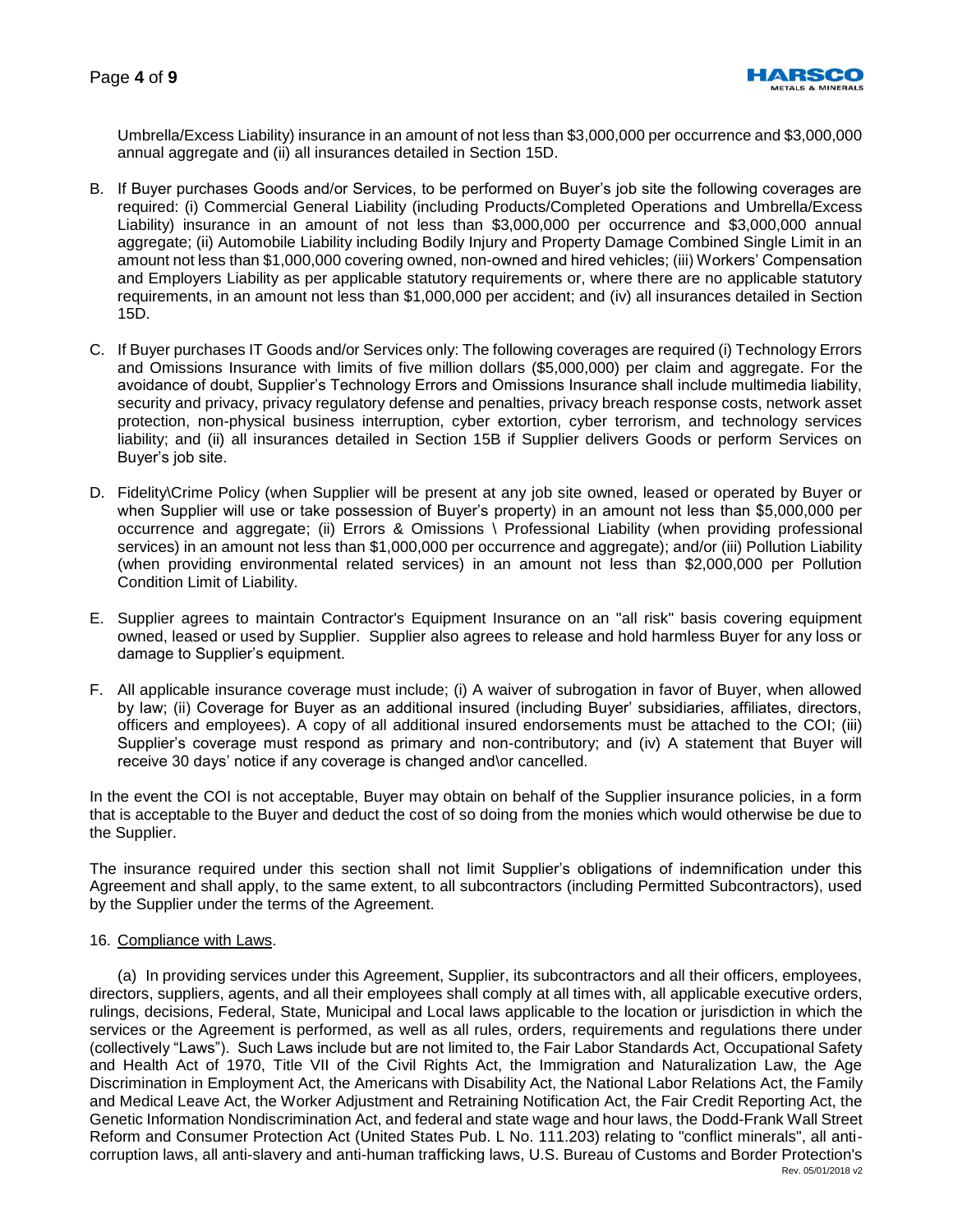Umbrella/Excess Liability) insurance in an amount of not less than $3,000,000 per occurrence and $3,000,000 annual aggregate and (ii) all insurances detailed in Section 15D.

B. If Buyer purchases Goods and/or Services, to be performed on Buyer's job site the following coverages are required: (i) Commercial General Liability (including Products/Completed Operations and Umbrella/Excess Liability) insurance in an amount of not less than $3,000,000 per occurrence and $3,000,000 annual aggregate; (ii) Automobile Liability including Bodily Injury and Property Damage Combined Single Limit in an amount not less than $1,000,000 covering owned, non-owned and hired vehicles; (iii) Workers' Compensation and Employers Liability as per applicable statutory requirements or, where there are no applicable statutory requirements, in an amount not less than $1,000,000 per accident; and (iv) all insurances detailed in Section 15D.

C. If Buyer purchases IT Goods and/or Services only: The following coverages are required (i) Technology Errors and Omissions Insurance with limits of five million dollars ($5,000,000) per claim and aggregate. For the avoidance of doubt, Supplier's Technology Errors and Omissions Insurance shall include multimedia liability, security and privacy, privacy regulatory defense and penalties, privacy breach response costs, network asset protection, non-physical business interruption, cyber extortion, cyber terrorism, and technology services liability; and (ii) all insurances detailed in Section 15B if Supplier delivers Goods or perform Services on Buyer's job site.

D. Fidelity\Crime Policy (when Supplier will be present at any job site owned, leased or operated by Buyer or when Supplier will use or take possession of Buyer's property) in an amount not less than $5,000,000 per occurrence and aggregate; (ii) Errors & Omissions \ Professional Liability (when providing professional services) in an amount not less than $1,000,000 per occurrence and aggregate); and/or (iii) Pollution Liability (when providing environmental related services) in an amount not less than $2,000,000 per Pollution Condition Limit of Liability.

E. Supplier agrees to maintain Contractor's Equipment Insurance on an "all risk" basis covering equipment owned, leased or used by Supplier. Supplier also agrees to release and hold harmless Buyer for any loss or damage to Supplier's equipment.

F. All applicable insurance coverage must include; (i) A waiver of subrogation in favor of Buyer, when allowed by law; (ii) Coverage for Buyer as an additional insured (including Buyer' subsidiaries, affiliates, directors, officers and employees). A copy of all additional insured endorsements must be attached to the COI; (iii) Supplier's coverage must respond as primary and non-contributory; and (iv) A statement that Buyer will receive 30 days' notice if any coverage is changed and\or cancelled.

In the event the COI is not acceptable, Buyer may obtain on behalf of the Supplier insurance policies, in a form that is acceptable to the Buyer and deduct the cost of so doing from the monies which would otherwise be due to the Supplier.

The insurance required under this section shall not limit Supplier's obligations of indemnification under this Agreement and shall apply, to the same extent, to all subcontractors (including Permitted Subcontractors), used by the Supplier under the terms of the Agreement.

16. Compliance with Laws.

(a) In providing services under this Agreement, Supplier, its subcontractors and all their officers, employees, directors, suppliers, agents, and all their employees shall comply at all times with, all applicable executive orders, rulings, decisions, Federal, State, Municipal and Local laws applicable to the location or jurisdiction in which the services or the Agreement is performed, as well as all rules, orders, requirements and regulations there under (collectively "Laws"). Such Laws include but are not limited to, the Fair Labor Standards Act, Occupational Safety and Health Act of 1970, Title VII of the Civil Rights Act, the Immigration and Naturalization Law, the Age Discrimination in Employment Act, the Americans with Disability Act, the National Labor Relations Act, the Family and Medical Leave Act, the Worker Adjustment and Retraining Notification Act, the Fair Credit Reporting Act, the Genetic Information Nondiscrimination Act, and federal and state wage and hour laws, the Dodd-Frank Wall Street Reform and Consumer Protection Act (United States Pub. L No. 111.203) relating to "conflict minerals", all anti-corruption laws, all anti-slavery and anti-human trafficking laws, U.S. Bureau of Customs and Border Protection's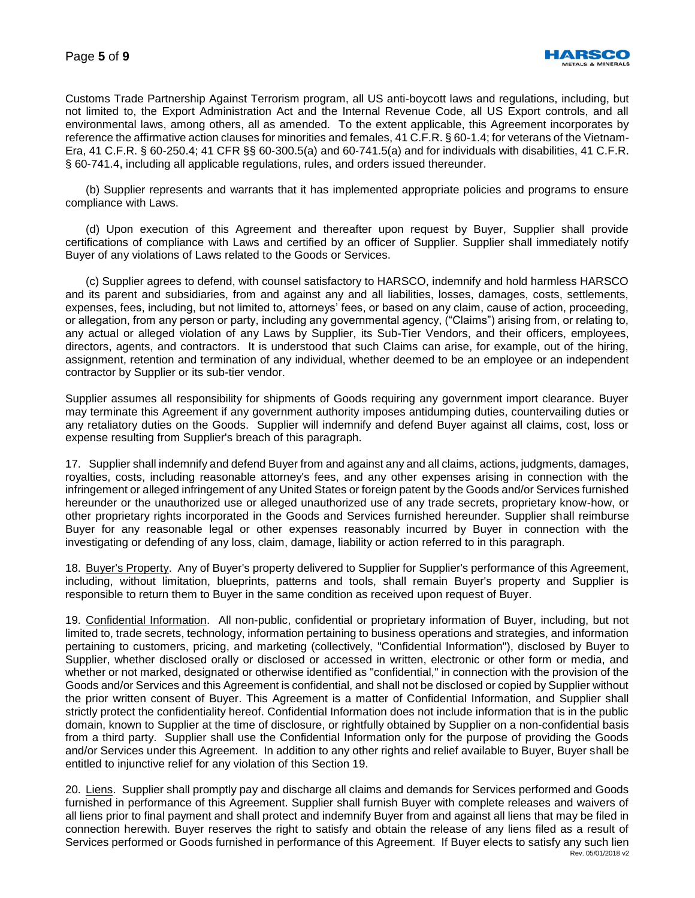Customs Trade Partnership Against Terrorism program, all US anti-boycott laws and regulations, including, but not limited to, the Export Administration Act and the Internal Revenue Code, all US Export controls, and all environmental laws, among others, all as amended. To the extent applicable, this Agreement incorporates by reference the affirmative action clauses for minorities and females, 41 C.F.R. § 60-1.4; for veterans of the Vietnam-Era, 41 C.F.R. § 60-250.4; 41 CFR §§ 60-300.5(a) and 60-741.5(a) and for individuals with disabilities, 41 C.F.R. § 60-741.4, including all applicable regulations, rules, and orders issued thereunder.

(b) Supplier represents and warrants that it has implemented appropriate policies and programs to ensure compliance with Laws.

(d) Upon execution of this Agreement and thereafter upon request by Buyer, Supplier shall provide certifications of compliance with Laws and certified by an officer of Supplier. Supplier shall immediately notify Buyer of any violations of Laws related to the Goods or Services.

(c) Supplier agrees to defend, with counsel satisfactory to HARSCO, indemnify and hold harmless HARSCO and its parent and subsidiaries, from and against any and all liabilities, losses, damages, costs, settlements, expenses, fees, including, but not limited to, attorneys' fees, or based on any claim, cause of action, proceeding, or allegation, from any person or party, including any governmental agency, ("Claims") arising from, or relating to, any actual or alleged violation of any Laws by Supplier, its Sub-Tier Vendors, and their officers, employees, directors, agents, and contractors. It is understood that such Claims can arise, for example, out of the hiring, assignment, retention and termination of any individual, whether deemed to be an employee or an independent contractor by Supplier or its sub-tier vendor.

Supplier assumes all responsibility for shipments of Goods requiring any government import clearance. Buyer may terminate this Agreement if any government authority imposes antidumping duties, countervailing duties or any retaliatory duties on the Goods. Supplier will indemnify and defend Buyer against all claims, cost, loss or expense resulting from Supplier's breach of this paragraph.

17. Supplier shall indemnify and defend Buyer from and against any and all claims, actions, judgments, damages, royalties, costs, including reasonable attorney's fees, and any other expenses arising in connection with the infringement or alleged infringement of any United States or foreign patent by the Goods and/or Services furnished hereunder or the unauthorized use or alleged unauthorized use of any trade secrets, proprietary know-how, or other proprietary rights incorporated in the Goods and Services furnished hereunder. Supplier shall reimburse Buyer for any reasonable legal or other expenses reasonably incurred by Buyer in connection with the investigating or defending of any loss, claim, damage, liability or action referred to in this paragraph.

18. Buyer's Property. Any of Buyer's property delivered to Supplier for Supplier's performance of this Agreement, including, without limitation, blueprints, patterns and tools, shall remain Buyer's property and Supplier is responsible to return them to Buyer in the same condition as received upon request of Buyer.

19. Confidential Information. All non-public, confidential or proprietary information of Buyer, including, but not limited to, trade secrets, technology, information pertaining to business operations and strategies, and information pertaining to customers, pricing, and marketing (collectively, "Confidential Information"), disclosed by Buyer to Supplier, whether disclosed orally or disclosed or accessed in written, electronic or other form or media, and whether or not marked, designated or otherwise identified as "confidential," in connection with the provision of the Goods and/or Services and this Agreement is confidential, and shall not be disclosed or copied by Supplier without the prior written consent of Buyer. This Agreement is a matter of Confidential Information, and Supplier shall strictly protect the confidentiality hereof. Confidential Information does not include information that is in the public domain, known to Supplier at the time of disclosure, or rightfully obtained by Supplier on a non-confidential basis from a third party. Supplier shall use the Confidential Information only for the purpose of providing the Goods and/or Services under this Agreement. In addition to any other rights and relief available to Buyer, Buyer shall be entitled to injunctive relief for any violation of this Section 19.

20. Liens. Supplier shall promptly pay and discharge all claims and demands for Services performed and Goods furnished in performance of this Agreement. Supplier shall furnish Buyer with complete releases and waivers of all liens prior to final payment and shall protect and indemnify Buyer from and against all liens that may be filed in connection herewith. Buyer reserves the right to satisfy and obtain the release of any liens filed as a result of Services performed or Goods furnished in performance of this Agreement. If Buyer elects to satisfy any such lien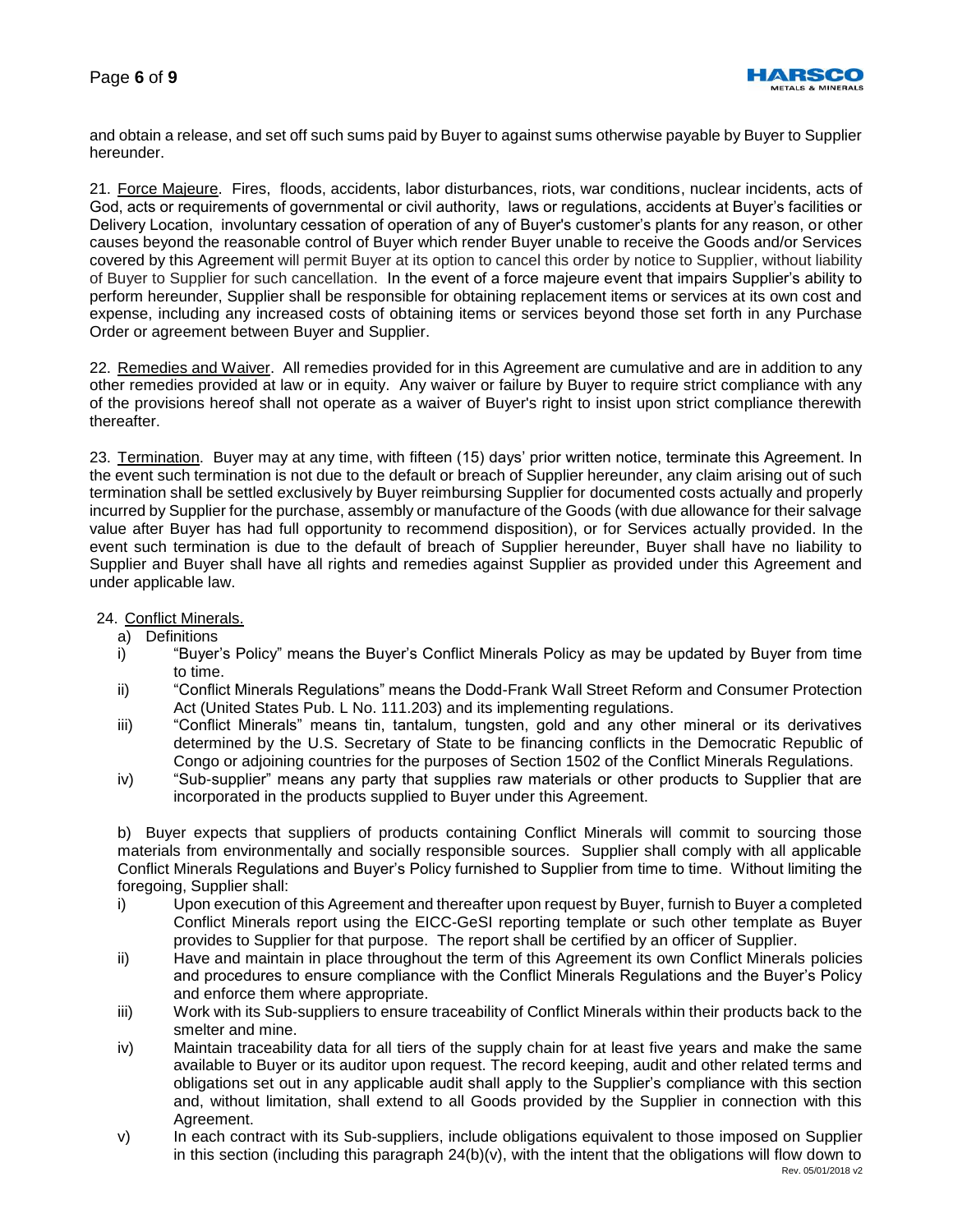and obtain a release, and set off such sums paid by Buyer to against sums otherwise payable by Buyer to Supplier hereunder.

21. Force Majeure. Fires, floods, accidents, labor disturbances, riots, war conditions, nuclear incidents, acts of God, acts or requirements of governmental or civil authority, laws or regulations, accidents at Buyer's facilities or Delivery Location, involuntary cessation of operation of any of Buyer's customer's plants for any reason, or other causes beyond the reasonable control of Buyer which render Buyer unable to receive the Goods and/or Services covered by this Agreement will permit Buyer at its option to cancel this order by notice to Supplier, without liability of Buyer to Supplier for such cancellation. In the event of a force majeure event that impairs Supplier's ability to perform hereunder, Supplier shall be responsible for obtaining replacement items or services at its own cost and expense, including any increased costs of obtaining items or services beyond those set forth in any Purchase Order or agreement between Buyer and Supplier.

22. Remedies and Waiver. All remedies provided for in this Agreement are cumulative and are in addition to any other remedies provided at law or in equity. Any waiver or failure by Buyer to require strict compliance with any of the provisions hereof shall not operate as a waiver of Buyer's right to insist upon strict compliance therewith thereafter.

23. Termination. Buyer may at any time, with fifteen (15) days' prior written notice, terminate this Agreement. In the event such termination is not due to the default or breach of Supplier hereunder, any claim arising out of such termination shall be settled exclusively by Buyer reimbursing Supplier for documented costs actually and properly incurred by Supplier for the purchase, assembly or manufacture of the Goods (with due allowance for their salvage value after Buyer has had full opportunity to recommend disposition), or for Services actually provided. In the event such termination is due to the default of breach of Supplier hereunder, Buyer shall have no liability to Supplier and Buyer shall have all rights and remedies against Supplier as provided under this Agreement and under applicable law.

24. Conflict Minerals.

a) Definitions

i) "Buyer's Policy" means the Buyer's Conflict Minerals Policy as may be updated by Buyer from time to time.

ii) "Conflict Minerals Regulations" means the Dodd-Frank Wall Street Reform and Consumer Protection Act (United States Pub. L No. 111.203) and its implementing regulations.

iii) "Conflict Minerals" means tin, tantalum, tungsten, gold and any other mineral or its derivatives determined by the U.S. Secretary of State to be financing conflicts in the Democratic Republic of Congo or adjoining countries for the purposes of Section 1502 of the Conflict Minerals Regulations.

iv) "Sub-supplier" means any party that supplies raw materials or other products to Supplier that are incorporated in the products supplied to Buyer under this Agreement.

b) Buyer expects that suppliers of products containing Conflict Minerals will commit to sourcing those materials from environmentally and socially responsible sources. Supplier shall comply with all applicable Conflict Minerals Regulations and Buyer's Policy furnished to Supplier from time to time. Without limiting the foregoing, Supplier shall:

i) Upon execution of this Agreement and thereafter upon request by Buyer, furnish to Buyer a completed Conflict Minerals report using the EICC-GeSI reporting template or such other template as Buyer provides to Supplier for that purpose. The report shall be certified by an officer of Supplier.

ii) Have and maintain in place throughout the term of this Agreement its own Conflict Minerals policies and procedures to ensure compliance with the Conflict Minerals Regulations and the Buyer's Policy and enforce them where appropriate.

iii) Work with its Sub-suppliers to ensure traceability of Conflict Minerals within their products back to the smelter and mine.

iv) Maintain traceability data for all tiers of the supply chain for at least five years and make the same available to Buyer or its auditor upon request. The record keeping, audit and other related terms and obligations set out in any applicable audit shall apply to the Supplier's compliance with this section and, without limitation, shall extend to all Goods provided by the Supplier in connection with this Agreement.

v) In each contract with its Sub-suppliers, include obligations equivalent to those imposed on Supplier in this section (including this paragraph 24(b)(v), with the intent that the obligations will flow down to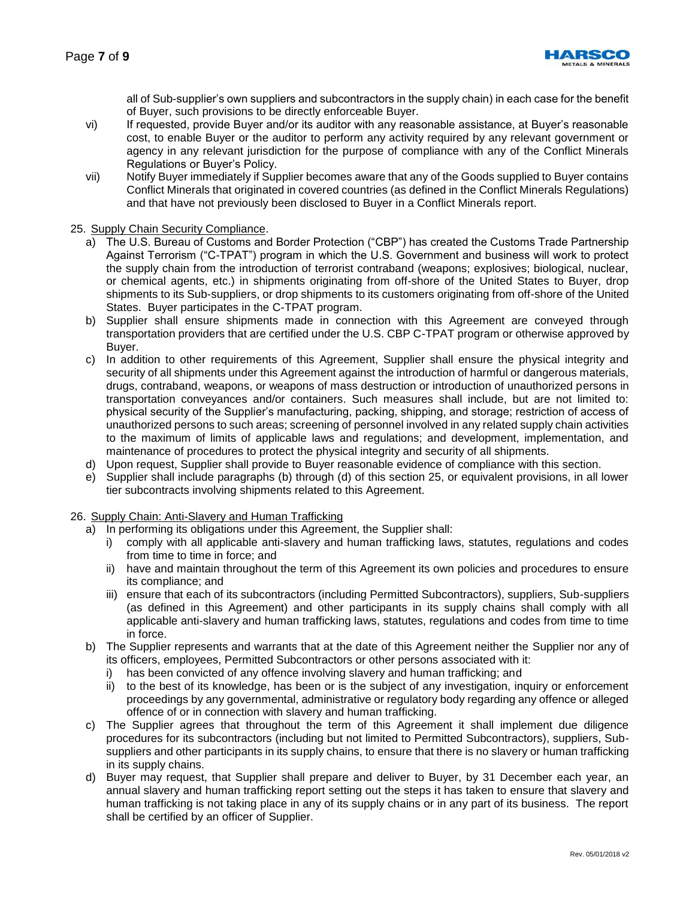all of Sub-supplier's own suppliers and subcontractors in the supply chain) in each case for the benefit of Buyer, such provisions to be directly enforceable Buyer.

vi) If requested, provide Buyer and/or its auditor with any reasonable assistance, at Buyer's reasonable cost, to enable Buyer or the auditor to perform any activity required by any relevant government or agency in any relevant jurisdiction for the purpose of compliance with any of the Conflict Minerals Regulations or Buyer's Policy.

vii) Notify Buyer immediately if Supplier becomes aware that any of the Goods supplied to Buyer contains Conflict Minerals that originated in covered countries (as defined in the Conflict Minerals Regulations) and that have not previously been disclosed to Buyer in a Conflict Minerals report.

25. <u>Supply Chain Security Compliance</u>.

a) The U.S. Bureau of Customs and Border Protection ("CBP") has created the Customs Trade Partnership Against Terrorism ("C-TPAT") program in which the U.S. Government and business will work to protect the supply chain from the introduction of terrorist contraband (weapons; explosives; biological, nuclear, or chemical agents, etc.) in shipments originating from off-shore of the United States to Buyer, drop shipments to its Sub-suppliers, or drop shipments to its customers originating from off-shore of the United States. Buyer participates in the C-TPAT program.

b) Supplier shall ensure shipments made in connection with this Agreement are conveyed through transportation providers that are certified under the U.S. CBP C-TPAT program or otherwise approved by Buyer.

c) In addition to other requirements of this Agreement, Supplier shall ensure the physical integrity and security of all shipments under this Agreement against the introduction of harmful or dangerous materials, drugs, contraband, weapons, or weapons of mass destruction or introduction of unauthorized persons in transportation conveyances and/or containers. Such measures shall include, but are not limited to: physical security of the Supplier's manufacturing, packing, shipping, and storage; restriction of access of unauthorized persons to such areas; screening of personnel involved in any related supply chain activities to the maximum of limits of applicable laws and regulations; and development, implementation, and maintenance of procedures to protect the physical integrity and security of all shipments.

d) Upon request, Supplier shall provide to Buyer reasonable evidence of compliance with this section.

e) Supplier shall include paragraphs (b) through (d) of this section 25, or equivalent provisions, in all lower tier subcontracts involving shipments related to this Agreement.

26. <u>Supply Chain: Anti-Slavery and Human Trafficking</u>

a) In performing its obligations under this Agreement, the Supplier shall:

   i) comply with all applicable anti-slavery and human trafficking laws, statutes, regulations and codes from time to time in force; and

   ii) have and maintain throughout the term of this Agreement its own policies and procedures to ensure its compliance; and

   iii) ensure that each of its subcontractors (including Permitted Subcontractors), suppliers, Sub-suppliers (as defined in this Agreement) and other participants in its supply chains shall comply with all applicable anti-slavery and human trafficking laws, statutes, regulations and codes from time to time in force.

b) The Supplier represents and warrants that at the date of this Agreement neither the Supplier nor any of its officers, employees, Permitted Subcontractors or other persons associated with it:

   i) has been convicted of any offence involving slavery and human trafficking; and

   ii) to the best of its knowledge, has been or is the subject of any investigation, inquiry or enforcement proceedings by any governmental, administrative or regulatory body regarding any offence or alleged offence of or in connection with slavery and human trafficking.

c) The Supplier agrees that throughout the term of this Agreement it shall implement due diligence procedures for its subcontractors (including but not limited to Permitted Subcontractors), suppliers, Sub-suppliers and other participants in its supply chains, to ensure that there is no slavery or human trafficking in its supply chains.

d) Buyer may request, that Supplier shall prepare and deliver to Buyer, by 31 December each year, an annual slavery and human trafficking report setting out the steps it has taken to ensure that slavery and human trafficking is not taking place in any of its supply chains or in any part of its business. The report shall be certified by an officer of Supplier.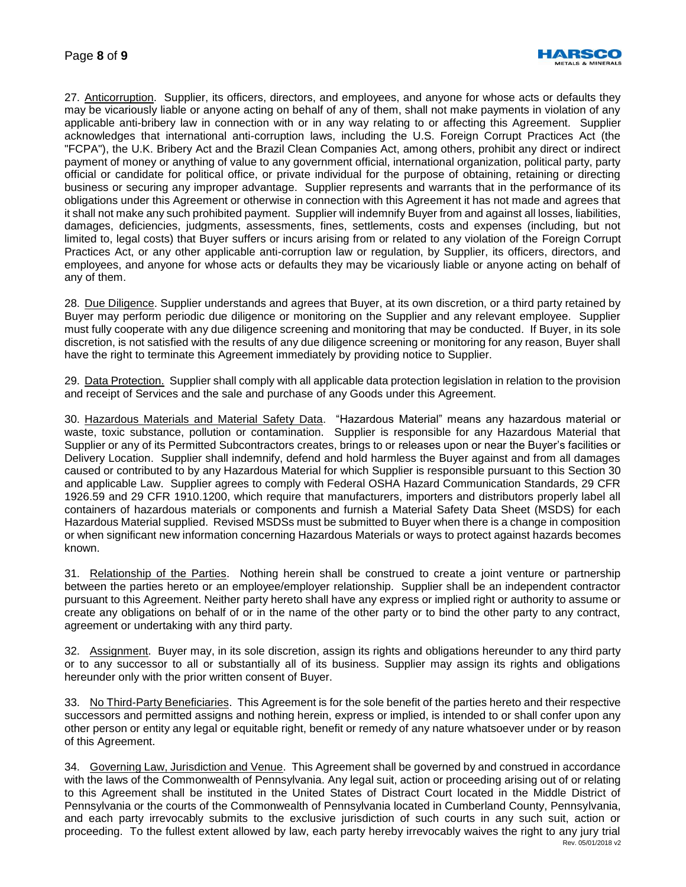27. Anticorruption. Supplier, its officers, directors, and employees, and anyone for whose acts or defaults they may be vicariously liable or anyone acting on behalf of any of them, shall not make payments in violation of any applicable anti-bribery law in connection with or in any way relating to or affecting this Agreement. Supplier acknowledges that international anti-corruption laws, including the U.S. Foreign Corrupt Practices Act (the "FCPA"), the U.K. Bribery Act and the Brazil Clean Companies Act, among others, prohibit any direct or indirect payment of money or anything of value to any government official, international organization, political party, party official or candidate for political office, or private individual for the purpose of obtaining, retaining or directing business or securing any improper advantage. Supplier represents and warrants that in the performance of its obligations under this Agreement or otherwise in connection with this Agreement it has not made and agrees that it shall not make any such prohibited payment. Supplier will indemnify Buyer from and against all losses, liabilities, damages, deficiencies, judgments, assessments, fines, settlements, costs and expenses (including, but not limited to, legal costs) that Buyer suffers or incurs arising from or related to any violation of the Foreign Corrupt Practices Act, or any other applicable anti-corruption law or regulation, by Supplier, its officers, directors, and employees, and anyone for whose acts or defaults they may be vicariously liable or anyone acting on behalf of any of them.

28. Due Diligence. Supplier understands and agrees that Buyer, at its own discretion, or a third party retained by Buyer may perform periodic due diligence or monitoring on the Supplier and any relevant employee. Supplier must fully cooperate with any due diligence screening and monitoring that may be conducted. If Buyer, in its sole discretion, is not satisfied with the results of any due diligence screening or monitoring for any reason, Buyer shall have the right to terminate this Agreement immediately by providing notice to Supplier.

29. Data Protection. Supplier shall comply with all applicable data protection legislation in relation to the provision and receipt of Services and the sale and purchase of any Goods under this Agreement.

30. Hazardous Materials and Material Safety Data. "Hazardous Material" means any hazardous material or waste, toxic substance, pollution or contamination. Supplier is responsible for any Hazardous Material that Supplier or any of its Permitted Subcontractors creates, brings to or releases upon or near the Buyer's facilities or Delivery Location. Supplier shall indemnify, defend and hold harmless the Buyer against and from all damages caused or contributed to by any Hazardous Material for which Supplier is responsible pursuant to this Section 30 and applicable Law. Supplier agrees to comply with Federal OSHA Hazard Communication Standards, 29 CFR 1926.59 and 29 CFR 1910.1200, which require that manufacturers, importers and distributors properly label all containers of hazardous materials or components and furnish a Material Safety Data Sheet (MSDS) for each Hazardous Material supplied. Revised MSDSs must be submitted to Buyer when there is a change in composition or when significant new information concerning Hazardous Materials or ways to protect against hazards becomes known.

31. Relationship of the Parties. Nothing herein shall be construed to create a joint venture or partnership between the parties hereto or an employee/employer relationship. Supplier shall be an independent contractor pursuant to this Agreement. Neither party hereto shall have any express or implied right or authority to assume or create any obligations on behalf of or in the name of the other party or to bind the other party to any contract, agreement or undertaking with any third party.

32. Assignment. Buyer may, in its sole discretion, assign its rights and obligations hereunder to any third party or to any successor to all or substantially all of its business. Supplier may assign its rights and obligations hereunder only with the prior written consent of Buyer.

33. No Third-Party Beneficiaries. This Agreement is for the sole benefit of the parties hereto and their respective successors and permitted assigns and nothing herein, express or implied, is intended to or shall confer upon any other person or entity any legal or equitable right, benefit or remedy of any nature whatsoever under or by reason of this Agreement.

34. Governing Law, Jurisdiction and Venue. This Agreement shall be governed by and construed in accordance with the laws of the Commonwealth of Pennsylvania. Any legal suit, action or proceeding arising out of or relating to this Agreement shall be instituted in the United States of Distract Court located in the Middle District of Pennsylvania or the courts of the Commonwealth of Pennsylvania located in Cumberland County, Pennsylvania, and each party irrevocably submits to the exclusive jurisdiction of such courts in any such suit, action or proceeding. To the fullest extent allowed by law, each party hereby irrevocably waives the right to any jury trial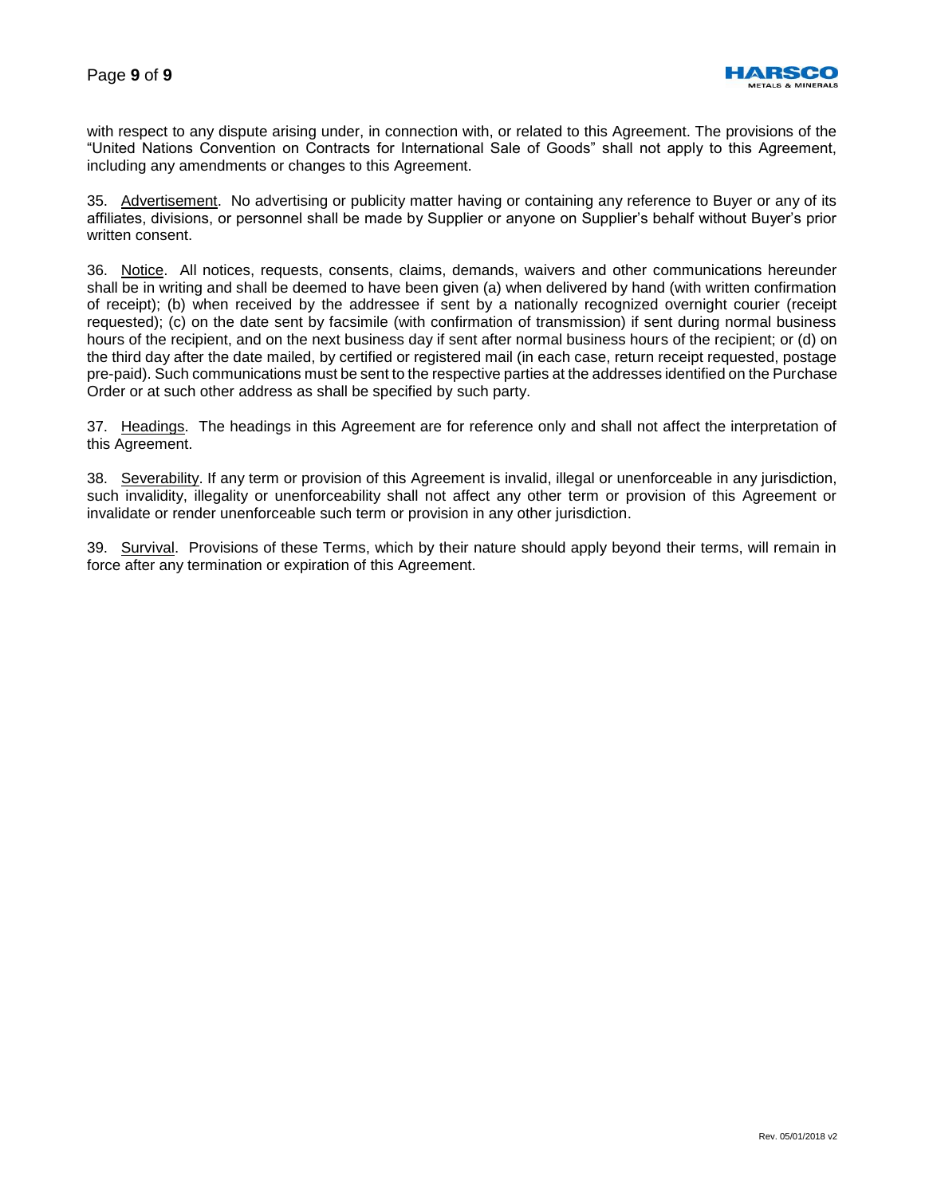with respect to any dispute arising under, in connection with, or related to this Agreement. The provisions of the "United Nations Convention on Contracts for International Sale of Goods" shall not apply to this Agreement, including any amendments or changes to this Agreement.

35. Advertisement. No advertising or publicity matter having or containing any reference to Buyer or any of its affiliates, divisions, or personnel shall be made by Supplier or anyone on Supplier's behalf without Buyer's prior written consent.

36. Notice. All notices, requests, consents, claims, demands, waivers and other communications hereunder shall be in writing and shall be deemed to have been given (a) when delivered by hand (with written confirmation of receipt); (b) when received by the addressee if sent by a nationally recognized overnight courier (receipt requested); (c) on the date sent by facsimile (with confirmation of transmission) if sent during normal business hours of the recipient, and on the next business day if sent after normal business hours of the recipient; or (d) on the third day after the date mailed, by certified or registered mail (in each case, return receipt requested, postage pre-paid). Such communications must be sent to the respective parties at the addresses identified on the Purchase Order or at such other address as shall be specified by such party.

37. Headings. The headings in this Agreement are for reference only and shall not affect the interpretation of this Agreement.

38. Severability. If any term or provision of this Agreement is invalid, illegal or unenforceable in any jurisdiction, such invalidity, illegality or unenforceability shall not affect any other term or provision of this Agreement or invalidate or render unenforceable such term or provision in any other jurisdiction.

39. Survival. Provisions of these Terms, which by their nature should apply beyond their terms, will remain in force after any termination or expiration of this Agreement.

Rev. 05/01/2018 v2